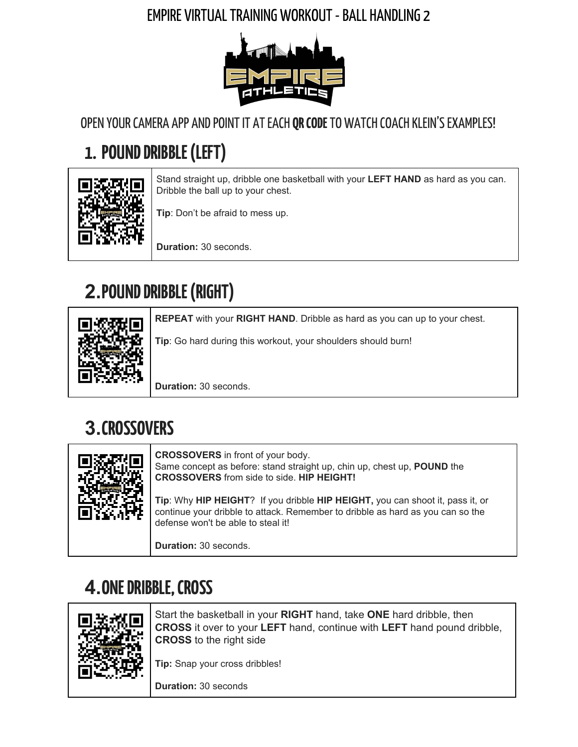# EMPIRE VIRTUAL TRAINING WORKOUT - BALL HANDLING 2

OPEN YOUR CAMERA APP AND POINT IT AT EACH **QR CODE** TO WATCH COACH KLEIN'S EXAMPLES!

## 1. POUND DRIBBLE (LEFT)

Stand straight up, dribble one basketball with your **LEFT HAND** as hard as you can. Dribble the ball up to your chest.

**Tip**: Don't be afraid to mess up.

**Duration:** 30 seconds.

## 2. POUND DRIBBLE (RIGHT)

**REPEAT** with your **RIGHT HAND**. Dribble as hard as you can up to your chest.

**Tip**: Go hard during this workout, your shoulders should burn!

**Duration:** 30 seconds.

## 3. CROSSOVERS

**CROSSOVERS** in front of your body.
Same concept as before: stand straight up, chin up, chest up, **POUND** the **CROSSOVERS** from side to side. **HIP HEIGHT!**

**Tip**: Why **HIP HEIGHT**? If you dribble **HIP HEIGHT,** you can shoot it, pass it, or continue your dribble to attack. Remember to dribble as hard as you can so the defense won't be able to steal it!

**Duration:** 30 seconds.

## 4. ONE DRIBBLE, CROSS

Start the basketball in your **RIGHT** hand, take **ONE** hard dribble, then **CROSS** it over to your **LEFT** hand, continue with **LEFT** hand pound dribble, **CROSS** to the right side

**Tip:** Snap your cross dribbles!

**Duration:** 30 seconds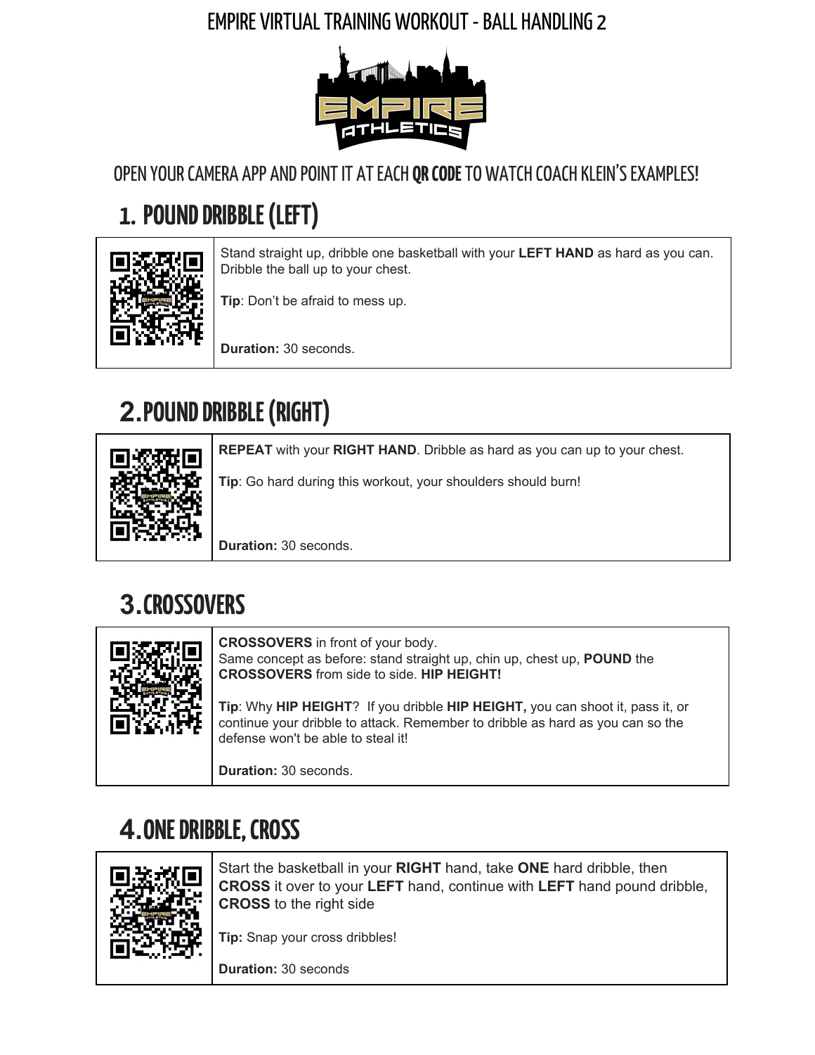# EMPIRE VIRTUAL TRAINING WORKOUT - BALL HANDLING 2

OPEN YOUR CAMERA APP AND POINT IT AT EACH **QR CODE** TO WATCH COACH KLEIN'S EXAMPLES!

## 1. POUND DRIBBLE (LEFT)

Stand straight up, dribble one basketball with your **LEFT HAND** as hard as you can. Dribble the ball up to your chest.

**Tip**: Don't be afraid to mess up.

**Duration:** 30 seconds.

## 2. POUND DRIBBLE (RIGHT)

**REPEAT** with your **RIGHT HAND**. Dribble as hard as you can up to your chest.

**Tip**: Go hard during this workout, your shoulders should burn!

**Duration:** 30 seconds.

## 3. CROSSOVERS

**CROSSOVERS** in front of your body.
Same concept as before: stand straight up, chin up, chest up, **POUND** the **CROSSOVERS** from side to side. **HIP HEIGHT!**

**Tip**: Why **HIP HEIGHT**? If you dribble **HIP HEIGHT,** you can shoot it, pass it, or continue your dribble to attack. Remember to dribble as hard as you can so the defense won't be able to steal it!

**Duration:** 30 seconds.

## 4. ONE DRIBBLE, CROSS

Start the basketball in your **RIGHT** hand, take **ONE** hard dribble, then **CROSS** it over to your **LEFT** hand, continue with **LEFT** hand pound dribble, **CROSS** to the right side

**Tip:** Snap your cross dribbles!

**Duration:** 30 seconds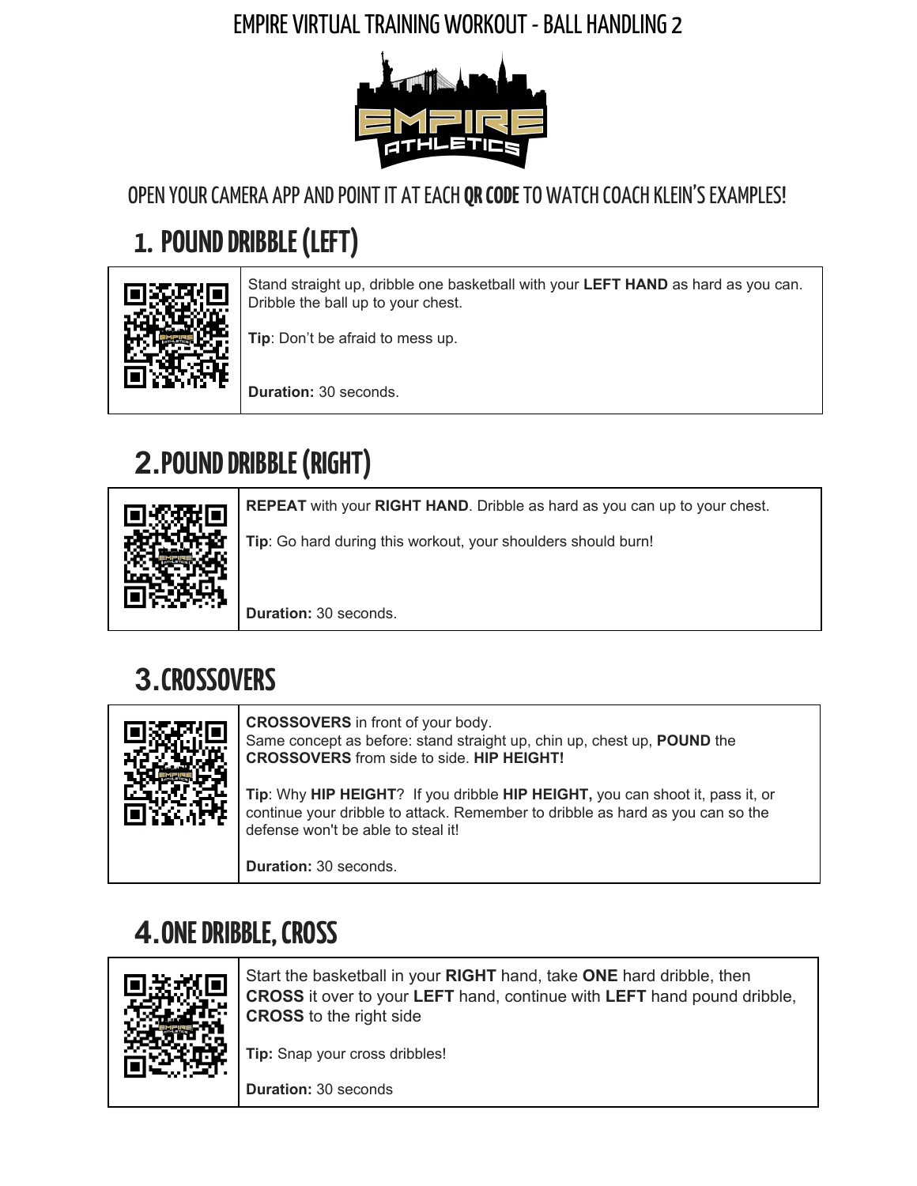# EMPIRE VIRTUAL TRAINING WORKOUT - BALL HANDLING 2

OPEN YOUR CAMERA APP AND POINT IT AT EACH **QR CODE** TO WATCH COACH KLEIN'S EXAMPLES!

## 1. POUND DRIBBLE (LEFT)

Stand straight up, dribble one basketball with your **LEFT HAND** as hard as you can. Dribble the ball up to your chest.

**Tip**: Don't be afraid to mess up.

**Duration:** 30 seconds.

## 2. POUND DRIBBLE (RIGHT)

**REPEAT** with your **RIGHT HAND**. Dribble as hard as you can up to your chest.

**Tip**: Go hard during this workout, your shoulders should burn!

**Duration:** 30 seconds.

## 3. CROSSOVERS

**CROSSOVERS** in front of your body.
Same concept as before: stand straight up, chin up, chest up, **POUND** the **CROSSOVERS** from side to side. **HIP HEIGHT!**

**Tip**: Why **HIP HEIGHT**? If you dribble **HIP HEIGHT,** you can shoot it, pass it, or continue your dribble to attack. Remember to dribble as hard as you can so the defense won't be able to steal it!

**Duration:** 30 seconds.

## 4. ONE DRIBBLE, CROSS

Start the basketball in your **RIGHT** hand, take **ONE** hard dribble, then **CROSS** it over to your **LEFT** hand, continue with **LEFT** hand pound dribble, **CROSS** to the right side

**Tip:** Snap your cross dribbles!

**Duration:** 30 seconds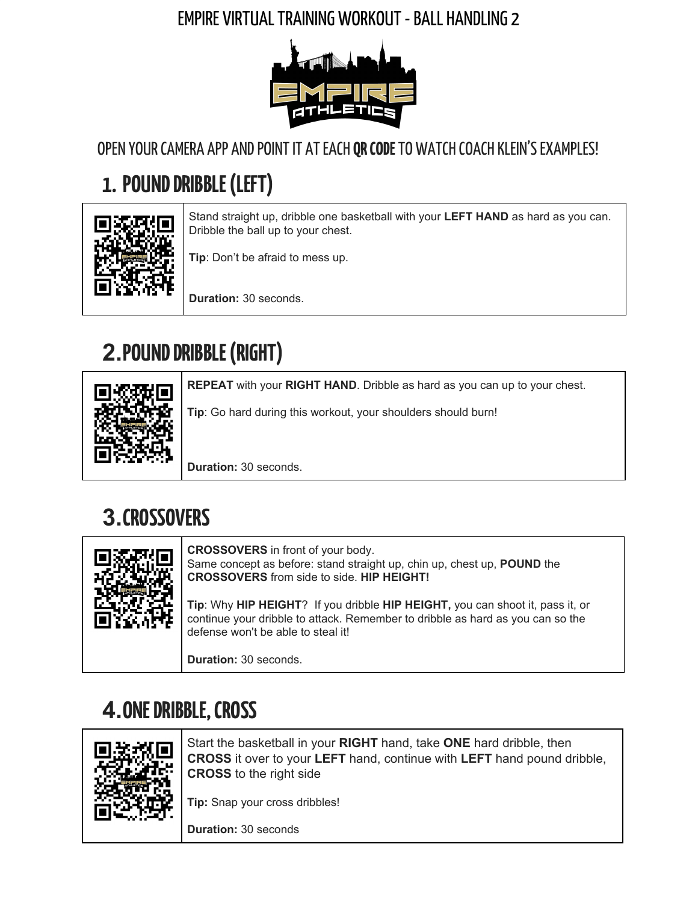# EMPIRE VIRTUAL TRAINING WORKOUT - BALL HANDLING 2

OPEN YOUR CAMERA APP AND POINT IT AT EACH **QR CODE** TO WATCH COACH KLEIN'S EXAMPLES!

## 1. POUND DRIBBLE (LEFT)

Stand straight up, dribble one basketball with your **LEFT HAND** as hard as you can. Dribble the ball up to your chest.

**Tip**: Don't be afraid to mess up.

**Duration:** 30 seconds.

## 2. POUND DRIBBLE (RIGHT)

**REPEAT** with your **RIGHT HAND**. Dribble as hard as you can up to your chest.

**Tip**: Go hard during this workout, your shoulders should burn!

**Duration:** 30 seconds.

## 3. CROSSOVERS

**CROSSOVERS** in front of your body.
Same concept as before: stand straight up, chin up, chest up, **POUND** the **CROSSOVERS** from side to side. **HIP HEIGHT!**

**Tip**: Why **HIP HEIGHT**? If you dribble **HIP HEIGHT,** you can shoot it, pass it, or continue your dribble to attack. Remember to dribble as hard as you can so the defense won't be able to steal it!

**Duration:** 30 seconds.

## 4. ONE DRIBBLE, CROSS

Start the basketball in your **RIGHT** hand, take **ONE** hard dribble, then **CROSS** it over to your **LEFT** hand, continue with **LEFT** hand pound dribble, **CROSS** to the right side

**Tip:** Snap your cross dribbles!

**Duration:** 30 seconds